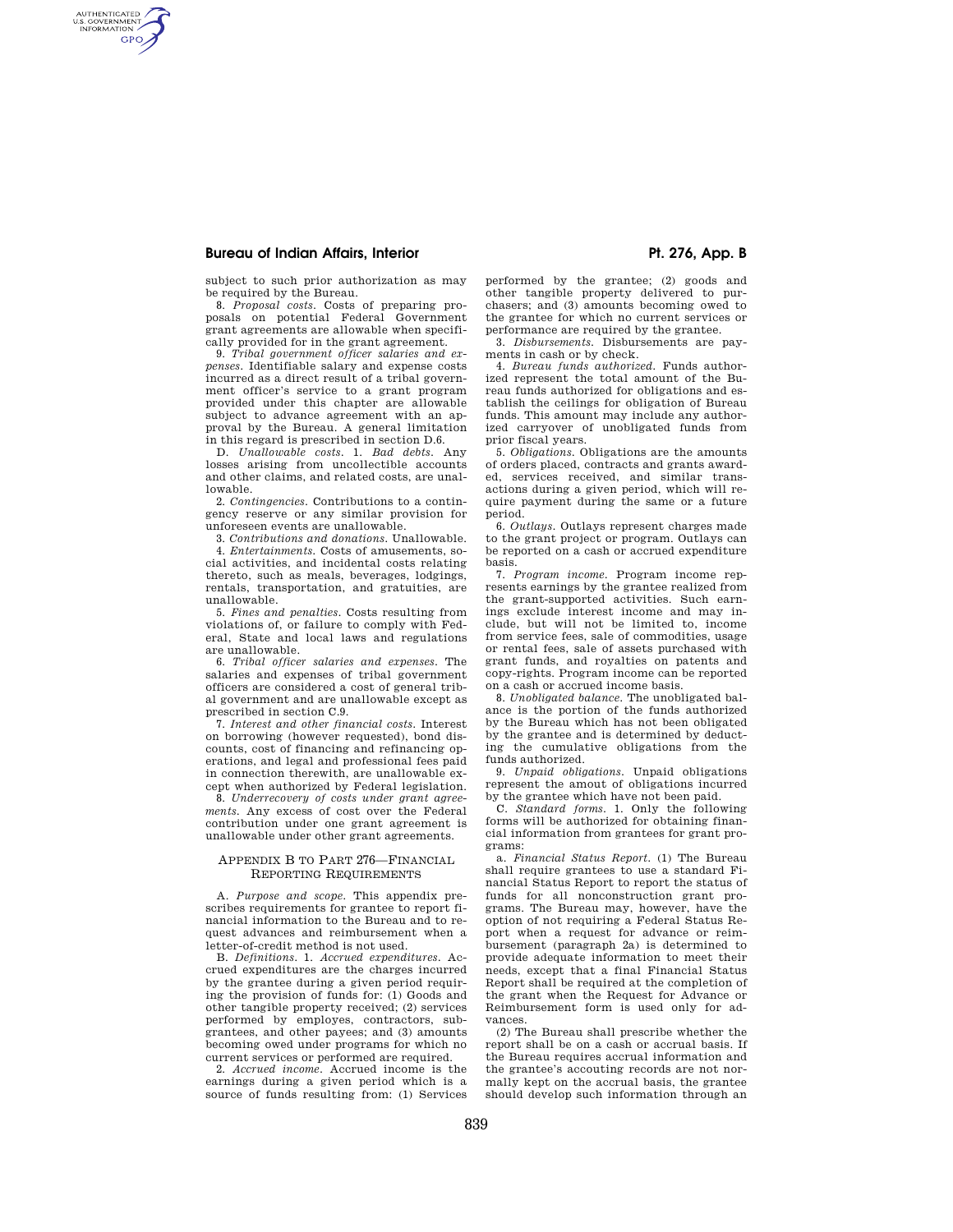subject to such prior authorization as may be required by the Bureau.

8. *Proposal costs.* Costs of preparing proposals on potential Federal Government grant agreements are allowable when specifically provided for in the grant agreement.

9. *Tribal government officer salaries and expenses.* Identifiable salary and expense costs incurred as a direct result of a tribal government officer's service to a grant program provided under this chapter are allowable subject to advance agreement with an approval by the Bureau. A general limitation in this regard is prescribed in section D.6.

D. *Unallowable costs.* 1. *Bad debts.* Any losses arising from uncollectible accounts and other claims, and related costs, are unallowable.

2. *Contingencies.* Contributions to a contingency reserve or any similar provision for unforeseen events are unallowable.

3. *Contributions and donations.* Unallowable.

4. *Entertainments.* Costs of amusements, social activities, and incidental costs relating thereto, such as meals, beverages, lodgings, rentals, transportation, and gratuities, are unallowable.

5. *Fines and penalties.* Costs resulting from violations of, or failure to comply with Federal, State and local laws and regulations are unallowable.

6. *Tribal officer salaries and expenses.* The salaries and expenses of tribal government officers are considered a cost of general tribal government and are unallowable except as prescribed in section C.9.

7. *Interest and other financial costs.* Interest on borrowing (however requested), bond discounts, cost of financing and refinancing operations, and legal and professional fees paid in connection therewith, are unallowable except when authorized by Federal legislation.

8. *Underrecovery of costs under grant agreements.* Any excess of cost over the Federal contribution under one grant agreement is unallowable under other grant agreements.

## APPENDIX B TO PART 276—FINANCIAL REPORTING REQUIREMENTS

A. *Purpose and scope.* This appendix prescribes requirements for grantee to report financial information to the Bureau and to request advances and reimbursement when a letter-of-credit method is not used.

B. *Definitions.* 1. *Accrued expenditures.* Accrued expenditures are the charges incurred by the grantee during a given period requiring the provision of funds for: (1) Goods and other tangible property received; (2) services performed by employes, contractors, subgrantees, and other payees; and (3) amounts becoming owed under programs for which no current services or performed are required.

2. *Accrued income.* Accrued income is the earnings during a given period which is a source of funds resulting from: (1) Services performed by the grantee; (2) goods and other tangible property delivered to purchasers; and (3) amounts becoming owed to the grantee for which no current services or performance are required by the grantee.

3. *Disbursements.* Disbursements are payments in cash or by check.

4. *Bureau funds authorized.* Funds authorized represent the total amount of the Bureau funds authorized for obligations and establish the ceilings for obligation of Bureau funds. This amount may include any authorized carryover of unobligated funds from prior fiscal years.

5. *Obligations.* Obligations are the amounts of orders placed, contracts and grants awarded, services received, and similar transactions during a given period, which will require payment during the same or a future period.

6. *Outlays.* Outlays represent charges made to the grant project or program. Outlays can be reported on a cash or accrued expenditure basis.

7. *Program income.* Program income represents earnings by the grantee realized from the grant-supported activities. Such earnings exclude interest income and may include, but will not be limited to, income from service fees, sale of commodities, usage or rental fees, sale of assets purchased with grant funds, and royalties on patents and copy-rights. Program income can be reported on a cash or accrued income basis.

8. *Unobligated balance.* The unobligated balance is the portion of the funds authorized by the Bureau which has not been obligated by the grantee and is determined by deducting the cumulative obligations from the funds authorized.

9. *Unpaid obligations.* Unpaid obligations represent the amout of obligations incurred by the grantee which have not been paid.

C. *Standard forms.* 1. Only the following forms will be authorized for obtaining financial information from grantees for grant programs:

a. *Financial Status Report.* (1) The Bureau shall require grantees to use a standard Financial Status Report to report the status of funds for all nonconstruction grant programs. The Bureau may, however, have the option of not requiring a Federal Status Report when a request for advance or reimbursement (paragraph 2a) is determined to provide adequate information to meet their needs, except that a final Financial Status Report shall be required at the completion of the grant when the Request for Advance or Reimbursement form is used only for advances.

(2) The Bureau shall prescribe whether the report shall be on a cash or accrual basis. If the Bureau requires accrual information and the grantee's accouting records are not normally kept on the accrual basis, the grantee should develop such information through an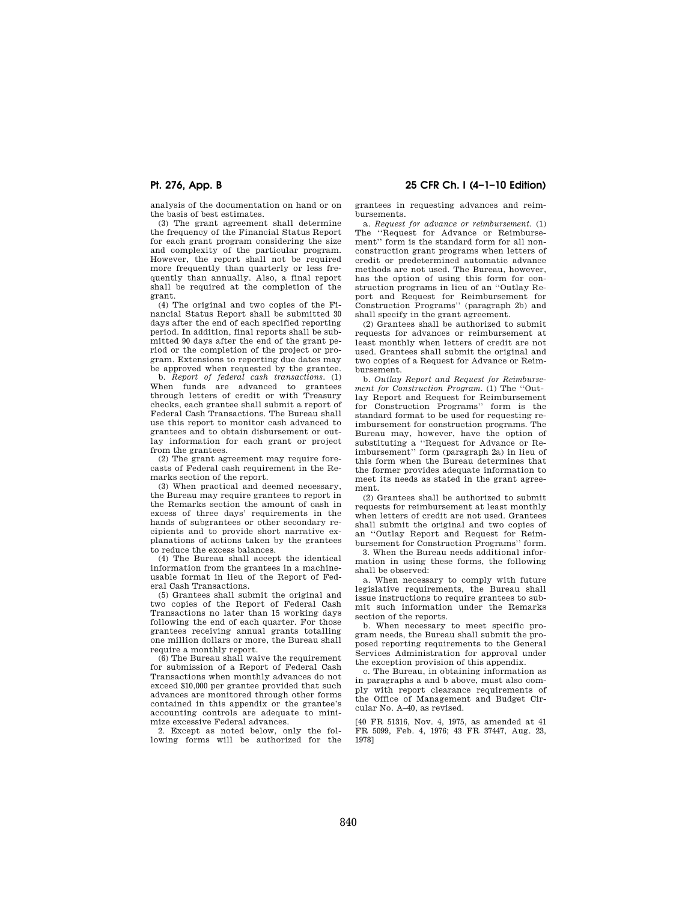analysis of the documentation on hand or on the basis of best estimates.

(3) The grant agreement shall determine the frequency of the Financial Status Report for each grant program considering the size and complexity of the particular program. However, the report shall not be required more frequently than quarterly or less frequently than annually. Also, a final report shall be required at the completion of the grant.

(4) The original and two copies of the Financial Status Report shall be submitted 30 days after the end of each specified reporting period. In addition, final reports shall be submitted 90 days after the end of the grant period or the completion of the project or program. Extensions to reporting due dates may be approved when requested by the grantee.

b. *Report of federal cash transactions.* (1) When funds are advanced to grantees through letters of credit or with Treasury checks, each grantee shall submit a report of Federal Cash Transactions. The Bureau shall use this report to monitor cash advanced to grantees and to obtain disbursement or outlay information for each grant or project from the grantees.

(2) The grant agreement may require forecasts of Federal cash requirement in the Remarks section of the report.

(3) When practical and deemed necessary, the Bureau may require grantees to report in the Remarks section the amount of cash in excess of three days' requirements in the hands of subgrantees or other secondary recipients and to provide short narrative explanations of actions taken by the grantees to reduce the excess balances.

(4) The Bureau shall accept the identical information from the grantees in a machine-usable format in lieu of the Report of Federal Cash Transactions.

(5) Grantees shall submit the original and two copies of the Report of Federal Cash Transactions no later than 15 working days following the end of each quarter. For those grantees receiving annual grants totalling one million dollars or more, the Bureau shall require a monthly report.

(6) The Bureau shall waive the requirement for submission of a Report of Federal Cash Transactions when monthly advances do not exceed $10,000 per grantee provided that such advances are monitored through other forms contained in this appendix or the grantee's accounting controls are adequate to minimize excessive Federal advances.

2. Except as noted below, only the following forms will be authorized for the grantees in requesting advances and reimbursements.

a. *Request for advance or reimbursement.* (1) The ''Request for Advance or Reimbursement'' form is the standard form for all non-construction grant programs when letters of credit or predetermined automatic advance methods are not used. The Bureau, however, has the option of using this form for construction programs in lieu of an ''Outlay Report and Request for Reimbursement for Construction Programs'' (paragraph 2b) and shall specify in the grant agreement.

(2) Grantees shall be authorized to submit requests for advances or reimbursement at least monthly when letters of credit are not used. Grantees shall submit the original and two copies of a Request for Advance or Reimbursement.

b. *Outlay Report and Request for Reimbursement for Construction Program.* (1) The ''Outlay Report and Request for Reimbursement for Construction Programs'' form is the standard format to be used for requesting reimbursement for construction programs. The Bureau may, however, have the option of substituting a ''Request for Advance or Reimbursement'' form (paragraph 2a) in lieu of this form when the Bureau determines that the former provides adequate information to meet its needs as stated in the grant agreement.

(2) Grantees shall be authorized to submit requests for reimbursement at least monthly when letters of credit are not used. Grantees shall submit the original and two copies of an ''Outlay Report and Request for Reimbursement for Construction Programs'' form.

3. When the Bureau needs additional information in using these forms, the following shall be observed:

a. When necessary to comply with future legislative requirements, the Bureau shall issue instructions to require grantees to submit such information under the Remarks section of the reports.

b. When necessary to meet specific program needs, the Bureau shall submit the proposed reporting requirements to the General Services Administration for approval under the exception provision of this appendix.

c. The Bureau, in obtaining information as in paragraphs a and b above, must also comply with report clearance requirements of the Office of Management and Budget Circular No. A–40, as revised.

[40 FR 51316, Nov. 4, 1975, as amended at 41 FR 5099, Feb. 4, 1976; 43 FR 37447, Aug. 23, 1978]